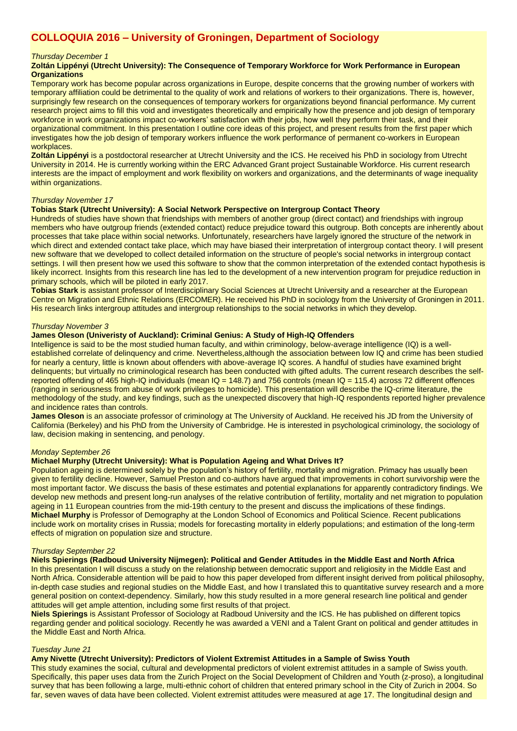# COLLOQUIA 2016 – University of Groningen, Department of Sociology

*Thursday December 1*

**Zoltán Lippényi (Utrecht University): The Consequence of Temporary Workforce for Work Performance in European Organizations**

Temporary work has become popular across organizations in Europe, despite concerns that the growing number of workers with temporary affiliation could be detrimental to the quality of work and relations of workers to their organizations. There is, however, surprisingly few research on the consequences of temporary workers for organizations beyond financial performance. My current research project aims to fill this void and investigates theoretically and empirically how the presence and job design of temporary workforce in work organizations impact co-workers' satisfaction with their jobs, how well they perform their task, and their organizational commitment. In this presentation I outline core ideas of this project, and present results from the first paper which investigates how the job design of temporary workers influence the work performance of permanent co-workers in European workplaces.

**Zoltán Lippényi** is a postdoctoral researcher at Utrecht University and the ICS. He received his PhD in sociology from Utrecht University in 2014. He is currently working within the ERC Advanced Grant project Sustainable Workforce. His current research interests are the impact of employment and work flexibility on workers and organizations, and the determinants of wage inequality within organizations.

*Thursday November 17*

**Tobias Stark (Utrecht University): A Social Network Perspective on Intergroup Contact Theory**

Hundreds of studies have shown that friendships with members of another group (direct contact) and friendships with ingroup members who have outgroup friends (extended contact) reduce prejudice toward this outgroup. Both concepts are inherently about processes that take place within social networks. Unfortunately, researchers have largely ignored the structure of the network in which direct and extended contact take place, which may have biased their interpretation of intergroup contact theory. I will present new software that we developed to collect detailed information on the structure of people's social networks in intergroup contact settings. I will then present how we used this software to show that the common interpretation of the extended contact hypothesis is likely incorrect. Insights from this research line has led to the development of a new intervention program for prejudice reduction in primary schools, which will be piloted in early 2017.

**Tobias Stark** is assistant professor of Interdisciplinary Social Sciences at Utrecht University and a researcher at the European Centre on Migration and Ethnic Relations (ERCOMER). He received his PhD in sociology from the University of Groningen in 2011. His research links intergroup attitudes and intergroup relationships to the social networks in which they develop.

*Thursday November 3*

**James Oleson (Univeristy of Auckland): Criminal Genius: A Study of High-IQ Offenders**

Intelligence is said to be the most studied human faculty, and within criminology, below-average intelligence (IQ) is a well-established correlate of delinquency and crime. Nevertheless,although the association between low IQ and crime has been studied for nearly a century, little is known about offenders with above-average IQ scores. A handful of studies have examined bright delinquents; but virtually no criminological research has been conducted with gifted adults. The current research describes the self-reported offending of 465 high-IQ individuals (mean IQ = 148.7) and 756 controls (mean IQ = 115.4) across 72 different offences (ranging in seriousness from abuse of work privileges to homicide). This presentation will describe the IQ-crime literature, the methodology of the study, and key findings, such as the unexpected discovery that high-IQ respondents reported higher prevalence and incidence rates than controls.

**James Oleson** is an associate professor of criminology at The University of Auckland. He received his JD from the University of California (Berkeley) and his PhD from the University of Cambridge. He is interested in psychological criminology, the sociology of law, decision making in sentencing, and penology.

*Monday September 26*

**Michael Murphy (Utrecht University): What is Population Ageing and What Drives It?**

Population ageing is determined solely by the population's history of fertility, mortality and migration. Primacy has usually been given to fertility decline. However, Samuel Preston and co-authors have argued that improvements in cohort survivorship were the most important factor. We discuss the basis of these estimates and potential explanations for apparently contradictory findings. We develop new methods and present long-run analyses of the relative contribution of fertility, mortality and net migration to population ageing in 11 European countries from the mid-19th century to the present and discuss the implications of these findings.

**Michael Murphy** is Professor of Demography at the London School of Economics and Political Science. Recent publications include work on mortality crises in Russia; models for forecasting mortality in elderly populations; and estimation of the long-term effects of migration on population size and structure.

*Thursday September 22*

**Niels Spierings (Radboud University Nijmegen): Political and Gender Attitudes in the Middle East and North Africa**

In this presentation I will discuss a study on the relationship between democratic support and religiosity in the Middle East and North Africa. Considerable attention will be paid to how this paper developed from different insight derived from political philosophy, in-depth case studies and regional studies on the Middle East, and how I translated this to quantitative survey research and a more general position on context-dependency. Similarly, how this study resulted in a more general research line political and gender attitudes will get ample attention, including some first results of that project.

**Niels Spierings** is Assistant Professor of Sociology at Radboud University and the ICS. He has published on different topics regarding gender and political sociology. Recently he was awarded a VENI and a Talent Grant on political and gender attitudes in the Middle East and North Africa.

*Tuesday June 21*

**Amy Nivette (Utrecht University): Predictors of Violent Extremist Attitudes in a Sample of Swiss Youth**

This study examines the social, cultural and developmental predictors of violent extremist attitudes in a sample of Swiss youth. Specifically, this paper uses data from the Zurich Project on the Social Development of Children and Youth (z-proso), a longitudinal survey that has been following a large, multi-ethnic cohort of children that entered primary school in the City of Zurich in 2004. So far, seven waves of data have been collected. Violent extremist attitudes were measured at age 17. The longitudinal design and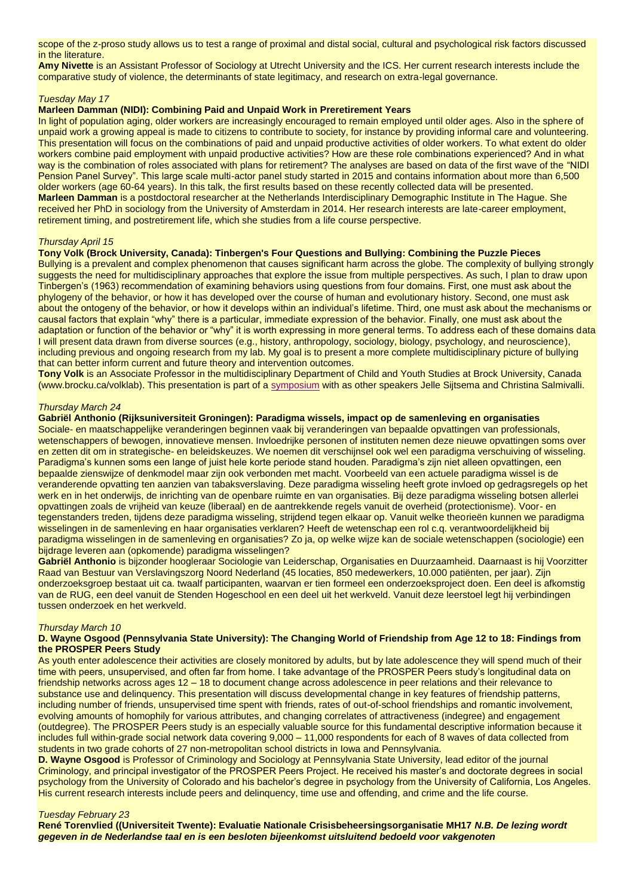scope of the z-proso study allows us to test a range of proximal and distal social, cultural and psychological risk factors discussed in the literature.

**Amy Nivette** is an Assistant Professor of Sociology at Utrecht University and the ICS. Her current research interests include the comparative study of violence, the determinants of state legitimacy, and research on extra-legal governance.

*Tuesday May 17*

**Marleen Damman (NIDI): Combining Paid and Unpaid Work in Preretirement Years**

In light of population aging, older workers are increasingly encouraged to remain employed until older ages. Also in the sphere of unpaid work a growing appeal is made to citizens to contribute to society, for instance by providing informal care and volunteering. This presentation will focus on the combinations of paid and unpaid productive activities of older workers. To what extent do older workers combine paid employment with unpaid productive activities? How are these role combinations experienced? And in what way is the combination of roles associated with plans for retirement? The analyses are based on data of the first wave of the "NIDI Pension Panel Survey". This large scale multi-actor panel study started in 2015 and contains information about more than 6,500 older workers (age 60-64 years). In this talk, the first results based on these recently collected data will be presented.

**Marleen Damman** is a postdoctoral researcher at the Netherlands Interdisciplinary Demographic Institute in The Hague. She received her PhD in sociology from the University of Amsterdam in 2014. Her research interests are late-career employment, retirement timing, and postretirement life, which she studies from a life course perspective.

*Thursday April 15*

**Tony Volk (Brock University, Canada): Tinbergen's Four Questions and Bullying: Combining the Puzzle Pieces**

Bullying is a prevalent and complex phenomenon that causes significant harm across the globe. The complexity of bullying strongly suggests the need for multidisciplinary approaches that explore the issue from multiple perspectives. As such, I plan to draw upon Tinbergen's (1963) recommendation of examining behaviors using questions from four domains. First, one must ask about the phylogeny of the behavior, or how it has developed over the course of human and evolutionary history. Second, one must ask about the ontogeny of the behavior, or how it develops within an individual's lifetime. Third, one must ask about the mechanisms or causal factors that explain "why" there is a particular, immediate expression of the behavior. Finally, one must ask about the adaptation or function of the behavior or "why" it is worth expressing in more general terms. To address each of these domains data I will present data drawn from diverse sources (e.g., history, anthropology, sociology, biology, psychology, and neuroscience), including previous and ongoing research from my lab. My goal is to present a more complete multidisciplinary picture of bullying that can better inform current and future theory and intervention outcomes.

**Tony Volk** is an Associate Professor in the multidisciplinary Department of Child and Youth Studies at Brock University, Canada (www.brocku.ca/volklab). This presentation is part of a symposium with as other speakers Jelle Sijtsema and Christina Salmivalli.

*Thursday March 24*

**Gabriël Anthonio (Rijksuniversiteit Groningen): Paradigma wissels, impact op de samenleving en organisaties**

Sociale- en maatschappelijke veranderingen beginnen vaak bij veranderingen van bepaalde opvattingen van professionals, wetenschappers of bewogen, innovatieve mensen. Invloedrijke personen of instituten nemen deze nieuwe opvattingen soms over en zetten dit om in strategische- en beleidskeuzes. We noemen dit verschijnsel ook wel een paradigma verschuiving of wisseling. Paradigma's kunnen soms een lange of juist hele korte periode stand houden. Paradigma's zijn niet alleen opvattingen, een bepaalde zienswijze of denkmodel maar zijn ook verbonden met macht. Voorbeeld van een actuele paradigma wissel is de veranderende opvatting ten aanzien van tabaksverslaving. Deze paradigma wisseling heeft grote invloed op gedragsregels op het werk en in het onderwijs, de inrichting van de openbare ruimte en van organisaties. Bij deze paradigma wisseling botsen allerlei opvattingen zoals de vrijheid van keuze (liberaal) en de aantrekkende regels vanuit de overheid (protectionisme). Voor- en tegenstanders treden, tijdens deze paradigma wisseling, strijdend tegen elkaar op. Vanuit welke theorieën kunnen we paradigma wisselingen in de samenleving en haar organisaties verklaren? Heeft de wetenschap een rol c.q. verantwoordelijkheid bij paradigma wisselingen in de samenleving en organisaties? Zo ja, op welke wijze kan de sociale wetenschappen (sociologie) een bijdrage leveren aan (opkomende) paradigma wisselingen?

**Gabriël Anthonio** is bijzonder hoogleraar Sociologie van Leiderschap, Organisaties en Duurzaamheid. Daarnaast is hij Voorzitter Raad van Bestuur van Verslavingszorg Noord Nederland (45 locaties, 850 medewerkers, 10.000 patiënten, per jaar). Zijn onderzoeksgroep bestaat uit ca. twaalf participanten, waarvan er tien formeel een onderzoeksproject doen. Een deel is afkomstig van de RUG, een deel vanuit de Stenden Hogeschool en een deel uit het werkveld. Vanuit deze leerstoel legt hij verbindingen tussen onderzoek en het werkveld.

*Thursday March 10*

**D. Wayne Osgood (Pennsylvania State University): The Changing World of Friendship from Age 12 to 18: Findings from the PROSPER Peers Study**

As youth enter adolescence their activities are closely monitored by adults, but by late adolescence they will spend much of their time with peers, unsupervised, and often far from home. I take advantage of the PROSPER Peers study's longitudinal data on friendship networks across ages 12 – 18 to document change across adolescence in peer relations and their relevance to substance use and delinquency. This presentation will discuss developmental change in key features of friendship patterns, including number of friends, unsupervised time spent with friends, rates of out-of-school friendships and romantic involvement, evolving amounts of homophily for various attributes, and changing correlates of attractiveness (indegree) and engagement (outdegree). The PROSPER Peers study is an especially valuable source for this fundamental descriptive information because it includes full within-grade social network data covering 9,000 – 11,000 respondents for each of 8 waves of data collected from students in two grade cohorts of 27 non-metropolitan school districts in Iowa and Pennsylvania.

**D. Wayne Osgood** is Professor of Criminology and Sociology at Pennsylvania State University, lead editor of the journal Criminology, and principal investigator of the PROSPER Peers Project. He received his master's and doctorate degrees in social psychology from the University of Colorado and his bachelor's degree in psychology from the University of California, Los Angeles. His current research interests include peers and delinquency, time use and offending, and crime and the life course.

*Tuesday February 23*

**René Torenvlied ((Universiteit Twente): Evaluatie Nationale Crisisbeheersingsorganisatie MH17** ***N.B. De lezing wordt gegeven in de Nederlandse taal en is een besloten bijeenkomst uitsluitend bedoeld voor vakgenoten***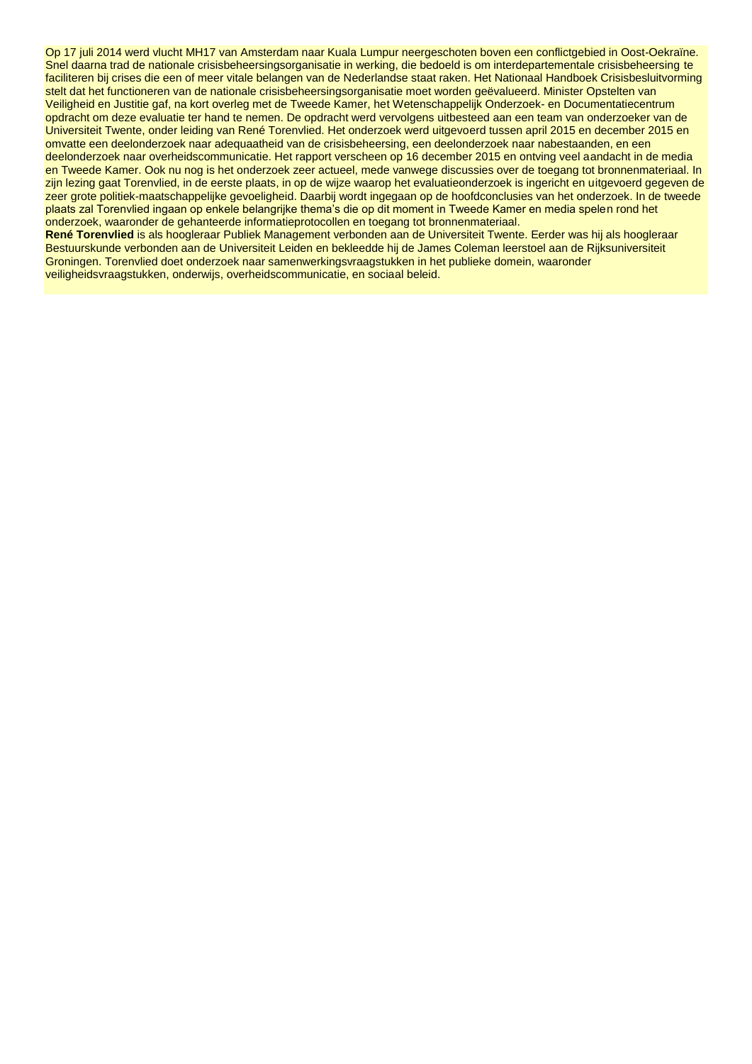Op 17 juli 2014 werd vlucht MH17 van Amsterdam naar Kuala Lumpur neergeschoten boven een conflictgebied in Oost-Oekraïne. Snel daarna trad de nationale crisisbeheersingsorganisatie in werking, die bedoeld is om interdepartementale crisisbeheersing te faciliteren bij crises die een of meer vitale belangen van de Nederlandse staat raken. Het Nationaal Handboek Crisisbesluitvorming stelt dat het functioneren van de nationale crisisbeheersingsorganisatie moet worden geëvalueerd. Minister Opstelten van Veiligheid en Justitie gaf, na kort overleg met de Tweede Kamer, het Wetenschappelijk Onderzoek- en Documentatiecentrum opdracht om deze evaluatie ter hand te nemen. De opdracht werd vervolgens uitbesteed aan een team van onderzoeker van de Universiteit Twente, onder leiding van René Torenvlied. Het onderzoek werd uitgevoerd tussen april 2015 en december 2015 en omvatte een deelonderzoek naar adequaatheid van de crisisbeheersing, een deelonderzoek naar nabestaanden, en een deelonderzoek naar overheidscommunicatie. Het rapport verscheen op 16 december 2015 en ontving veel aandacht in de media en Tweede Kamer. Ook nu nog is het onderzoek zeer actueel, mede vanwege discussies over de toegang tot bronnenmateriaal. In zijn lezing gaat Torenvlied, in de eerste plaats, in op de wijze waarop het evaluatieonderzoek is ingericht en uitgevoerd gegeven de zeer grote politiek-maatschappelijke gevoeligheid. Daarbij wordt ingegaan op de hoofdconclusies van het onderzoek. In de tweede plaats zal Torenvlied ingaan op enkele belangrijke thema's die op dit moment in Tweede Kamer en media spelen rond het onderzoek, waaronder de gehanteerde informatieprotocollen en toegang tot bronnenmateriaal.

**René Torenvlied** is als hoogleraar Publiek Management verbonden aan de Universiteit Twente. Eerder was hij als hoogleraar Bestuurskunde verbonden aan de Universiteit Leiden en bekleedde hij de James Coleman leerstoel aan de Rijksuniversiteit Groningen. Torenvlied doet onderzoek naar samenwerkingsvraagstukken in het publieke domein, waaronder veiligheidsvraagstukken, onderwijs, overheidscommunicatie, en sociaal beleid.